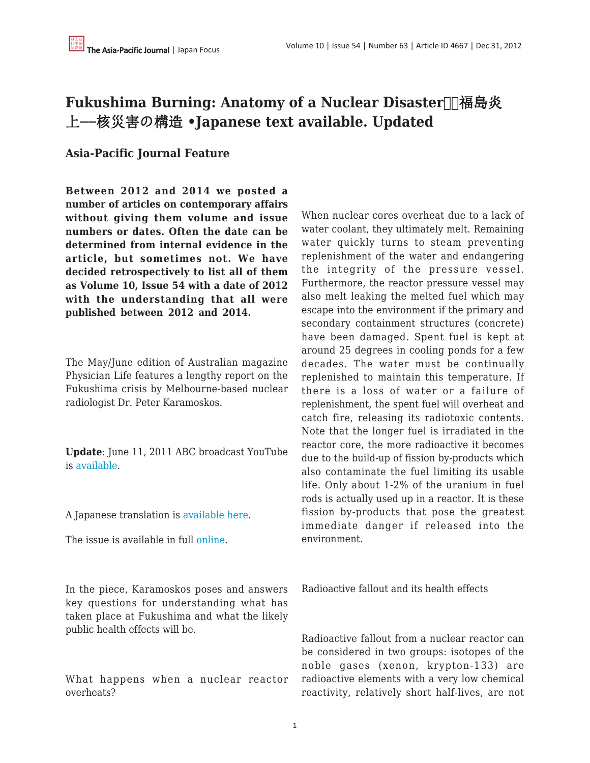# Fukushima Burning: Anatomy of a Nuclear Disaster　福島炎上―核災害の構造 •Japanese text available. Updated

## Asia-Pacific Journal Feature

**Between 2012 and 2014 we posted a number of articles on contemporary affairs without giving them volume and issue numbers or dates. Often the date can be determined from internal evidence in the article, but sometimes not. We have decided retrospectively to list all of them as Volume 10, Issue 54 with a date of 2012 with the understanding that all were published between 2012 and 2014.**

The May/June edition of Australian magazine Physician Life features a lengthy report on the Fukushima crisis by Melbourne-based nuclear radiologist Dr. Peter Karamoskos.

**Update**: June 11, 2011 ABC broadcast YouTube is available.

A Japanese translation is available here.

The issue is available in full online.

In the piece, Karamoskos poses and answers key questions for understanding what has taken place at Fukushima and what the likely public health effects will be.

What happens when a nuclear reactor overheats?

When nuclear cores overheat due to a lack of water coolant, they ultimately melt. Remaining water quickly turns to steam preventing replenishment of the water and endangering the integrity of the pressure vessel. Furthermore, the reactor pressure vessel may also melt leaking the melted fuel which may escape into the environment if the primary and secondary containment structures (concrete) have been damaged. Spent fuel is kept at around 25 degrees in cooling ponds for a few decades. The water must be continually replenished to maintain this temperature. If there is a loss of water or a failure of replenishment, the spent fuel will overheat and catch fire, releasing its radiotoxic contents. Note that the longer fuel is irradiated in the reactor core, the more radioactive it becomes due to the build-up of fission by-products which also contaminate the fuel limiting its usable life. Only about 1-2% of the uranium in fuel rods is actually used up in a reactor. It is these fission by-products that pose the greatest immediate danger if released into the environment.

Radioactive fallout and its health effects

Radioactive fallout from a nuclear reactor can be considered in two groups: isotopes of the noble gases (xenon, krypton-133) are radioactive elements with a very low chemical reactivity, relatively short half-lives, are not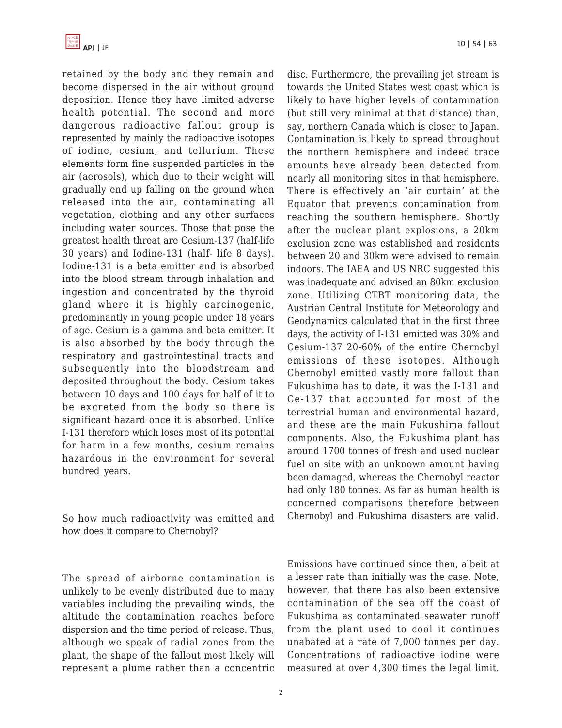retained by the body and they remain and become dispersed in the air without ground deposition. Hence they have limited adverse health potential. The second and more dangerous radioactive fallout group is represented by mainly the radioactive isotopes of iodine, cesium, and tellurium. These elements form fine suspended particles in the air (aerosols), which due to their weight will gradually end up falling on the ground when released into the air, contaminating all vegetation, clothing and any other surfaces including water sources. Those that pose the greatest health threat are Cesium-137 (half-life 30 years) and Iodine-131 (half- life 8 days). Iodine-131 is a beta emitter and is absorbed into the blood stream through inhalation and ingestion and concentrated by the thyroid gland where it is highly carcinogenic, predominantly in young people under 18 years of age. Cesium is a gamma and beta emitter. It is also absorbed by the body through the respiratory and gastrointestinal tracts and subsequently into the bloodstream and deposited throughout the body. Cesium takes between 10 days and 100 days for half of it to be excreted from the body so there is significant hazard once it is absorbed. Unlike I-131 therefore which loses most of its potential for harm in a few months, cesium remains hazardous in the environment for several hundred years.

So how much radioactivity was emitted and how does it compare to Chernobyl?

The spread of airborne contamination is unlikely to be evenly distributed due to many variables including the prevailing winds, the altitude the contamination reaches before dispersion and the time period of release. Thus, although we speak of radial zones from the plant, the shape of the fallout most likely will represent a plume rather than a concentric disc. Furthermore, the prevailing jet stream is towards the United States west coast which is likely to have higher levels of contamination (but still very minimal at that distance) than, say, northern Canada which is closer to Japan. Contamination is likely to spread throughout the northern hemisphere and indeed trace amounts have already been detected from nearly all monitoring sites in that hemisphere. There is effectively an 'air curtain' at the Equator that prevents contamination from reaching the southern hemisphere. Shortly after the nuclear plant explosions, a 20km exclusion zone was established and residents between 20 and 30km were advised to remain indoors. The IAEA and US NRC suggested this was inadequate and advised an 80km exclusion zone. Utilizing CTBT monitoring data, the Austrian Central Institute for Meteorology and Geodynamics calculated that in the first three days, the activity of I-131 emitted was 30% and Cesium-137 20-60% of the entire Chernobyl emissions of these isotopes. Although Chernobyl emitted vastly more fallout than Fukushima has to date, it was the I-131 and Ce-137 that accounted for most of the terrestrial human and environmental hazard, and these are the main Fukushima fallout components. Also, the Fukushima plant has around 1700 tonnes of fresh and used nuclear fuel on site with an unknown amount having been damaged, whereas the Chernobyl reactor had only 180 tonnes. As far as human health is concerned comparisons therefore between Chernobyl and Fukushima disasters are valid.

Emissions have continued since then, albeit at a lesser rate than initially was the case. Note, however, that there has also been extensive contamination of the sea off the coast of Fukushima as contaminated seawater runoff from the plant used to cool it continues unabated at a rate of 7,000 tonnes per day. Concentrations of radioactive iodine were measured at over 4,300 times the legal limit.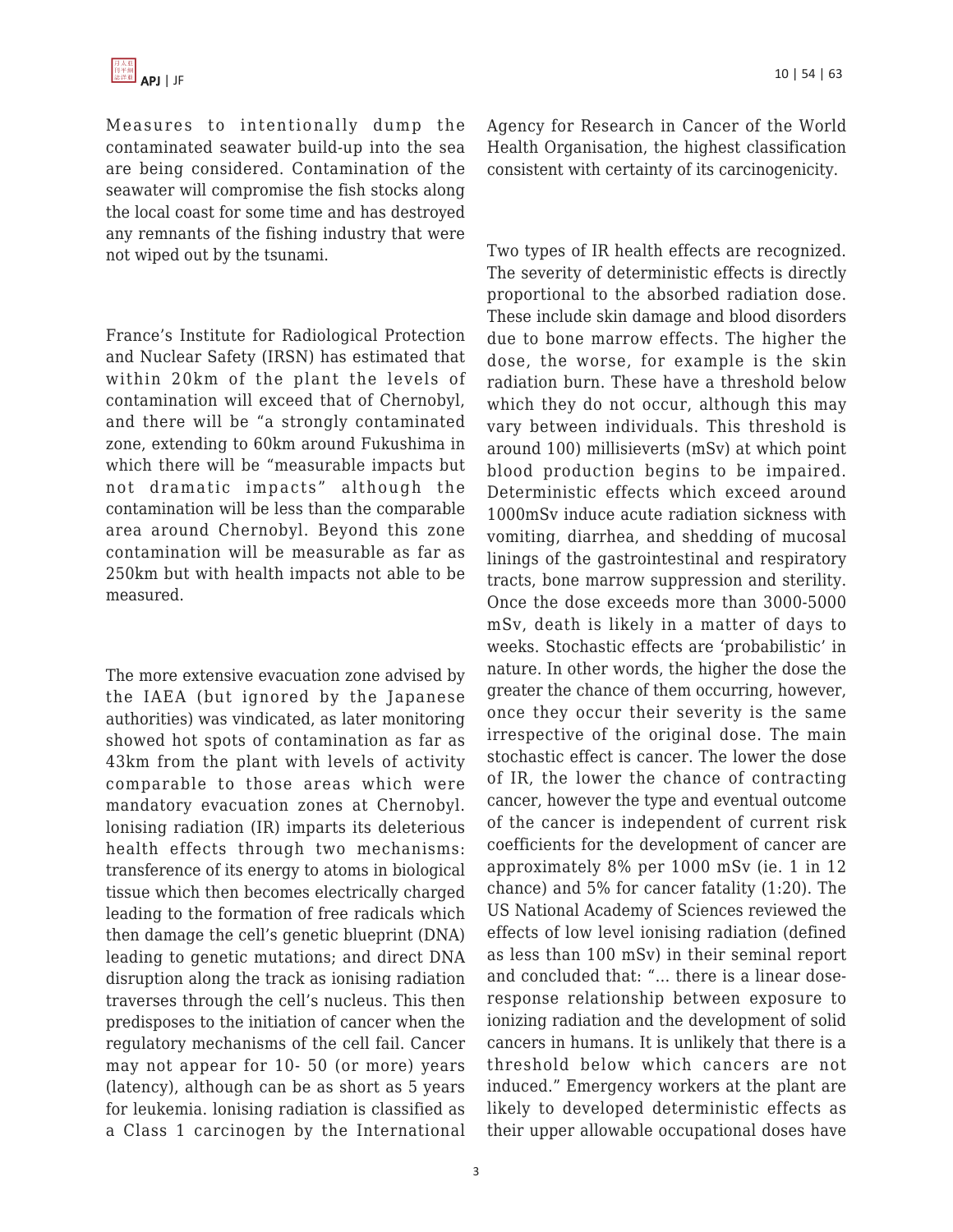Measures to intentionally dump the contaminated seawater build-up into the sea are being considered. Contamination of the seawater will compromise the fish stocks along the local coast for some time and has destroyed any remnants of the fishing industry that were not wiped out by the tsunami.

France's Institute for Radiological Protection and Nuclear Safety (IRSN) has estimated that within 20km of the plant the levels of contamination will exceed that of Chernobyl, and there will be "a strongly contaminated zone, extending to 60km around Fukushima in which there will be "measurable impacts but not dramatic impacts" although the contamination will be less than the comparable area around Chernobyl. Beyond this zone contamination will be measurable as far as 250km but with health impacts not able to be measured.

The more extensive evacuation zone advised by the IAEA (but ignored by the Japanese authorities) was vindicated, as later monitoring showed hot spots of contamination as far as 43km from the plant with levels of activity comparable to those areas which were mandatory evacuation zones at Chernobyl. Ionising radiation (IR) imparts its deleterious health effects through two mechanisms: transference of its energy to atoms in biological tissue which then becomes electrically charged leading to the formation of free radicals which then damage the cell's genetic blueprint (DNA) leading to genetic mutations; and direct DNA disruption along the track as ionising radiation traverses through the cell's nucleus. This then predisposes to the initiation of cancer when the regulatory mechanisms of the cell fail. Cancer may not appear for 10- 50 (or more) years (latency), although can be as short as 5 years for leukemia. Ionising radiation is classified as a Class 1 carcinogen by the International Agency for Research in Cancer of the World Health Organisation, the highest classification consistent with certainty of its carcinogenicity.

Two types of IR health effects are recognized. The severity of deterministic effects is directly proportional to the absorbed radiation dose. These include skin damage and blood disorders due to bone marrow effects. The higher the dose, the worse, for example is the skin radiation burn. These have a threshold below which they do not occur, although this may vary between individuals. This threshold is around 100) millisieverts (mSv) at which point blood production begins to be impaired. Deterministic effects which exceed around 1000mSv induce acute radiation sickness with vomiting, diarrhea, and shedding of mucosal linings of the gastrointestinal and respiratory tracts, bone marrow suppression and sterility. Once the dose exceeds more than 3000-5000 mSv, death is likely in a matter of days to weeks. Stochastic effects are 'probabilistic' in nature. In other words, the higher the dose the greater the chance of them occurring, however, once they occur their severity is the same irrespective of the original dose. The main stochastic effect is cancer. The lower the dose of IR, the lower the chance of contracting cancer, however the type and eventual outcome of the cancer is independent of current risk coefficients for the development of cancer are approximately 8% per 1000 mSv (ie. 1 in 12 chance) and 5% for cancer fatality (1:20). The US National Academy of Sciences reviewed the effects of low level ionising radiation (defined as less than 100 mSv) in their seminal report and concluded that: "... there is a linear dose-response relationship between exposure to ionizing radiation and the development of solid cancers in humans. It is unlikely that there is a threshold below which cancers are not induced." Emergency workers at the plant are likely to developed deterministic effects as their upper allowable occupational doses have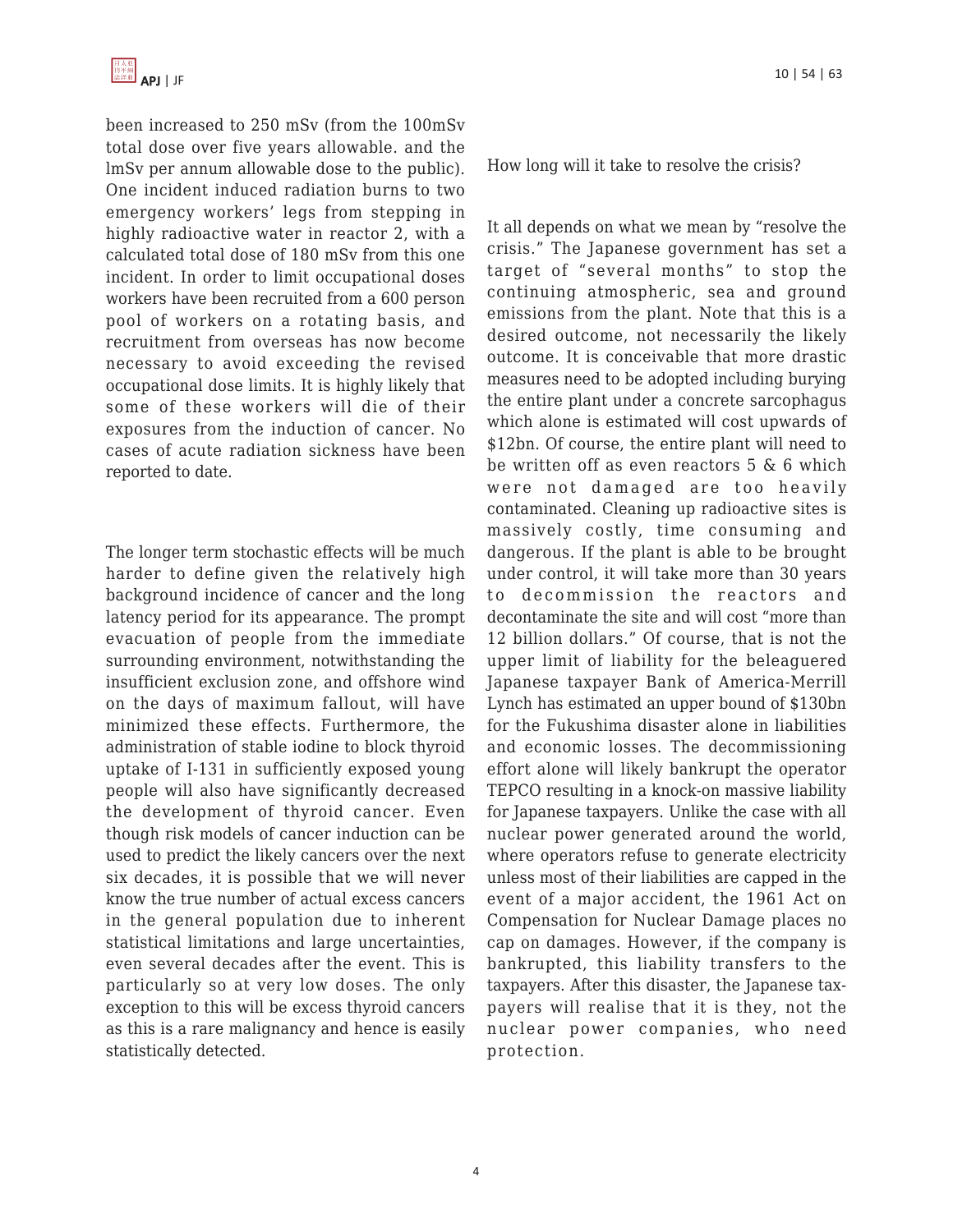been increased to 250 mSv (from the 100mSv total dose over five years allowable. and the lmSv per annum allowable dose to the public). One incident induced radiation burns to two emergency workers' legs from stepping in highly radioactive water in reactor 2, with a calculated total dose of 180 mSv from this one incident. In order to limit occupational doses workers have been recruited from a 600 person pool of workers on a rotating basis, and recruitment from overseas has now become necessary to avoid exceeding the revised occupational dose limits. It is highly likely that some of these workers will die of their exposures from the induction of cancer. No cases of acute radiation sickness have been reported to date.

The longer term stochastic effects will be much harder to define given the relatively high background incidence of cancer and the long latency period for its appearance. The prompt evacuation of people from the immediate surrounding environment, notwithstanding the insufficient exclusion zone, and offshore wind on the days of maximum fallout, will have minimized these effects. Furthermore, the administration of stable iodine to block thyroid uptake of I-131 in sufficiently exposed young people will also have significantly decreased the development of thyroid cancer. Even though risk models of cancer induction can be used to predict the likely cancers over the next six decades, it is possible that we will never know the true number of actual excess cancers in the general population due to inherent statistical limitations and large uncertainties, even several decades after the event. This is particularly so at very low doses. The only exception to this will be excess thyroid cancers as this is a rare malignancy and hence is easily statistically detected.

How long will it take to resolve the crisis?

It all depends on what we mean by "resolve the crisis." The Japanese government has set a target of "several months" to stop the continuing atmospheric, sea and ground emissions from the plant. Note that this is a desired outcome, not necessarily the likely outcome. It is conceivable that more drastic measures need to be adopted including burying the entire plant under a concrete sarcophagus which alone is estimated will cost upwards of \$12bn. Of course, the entire plant will need to be written off as even reactors 5 & 6 which were not damaged are too heavily contaminated. Cleaning up radioactive sites is massively costly, time consuming and dangerous. If the plant is able to be brought under control, it will take more than 30 years to decommission the reactors and decontaminate the site and will cost "more than 12 billion dollars." Of course, that is not the upper limit of liability for the beleaguered Japanese taxpayer Bank of America-Merrill Lynch has estimated an upper bound of \$130bn for the Fukushima disaster alone in liabilities and economic losses. The decommissioning effort alone will likely bankrupt the operator TEPCO resulting in a knock-on massive liability for Japanese taxpayers. Unlike the case with all nuclear power generated around the world, where operators refuse to generate electricity unless most of their liabilities are capped in the event of a major accident, the 1961 Act on Compensation for Nuclear Damage places no cap on damages. However, if the company is bankrupted, this liability transfers to the taxpayers. After this disaster, the Japanese tax-payers will realise that it is they, not the nuclear power companies, who need protection.